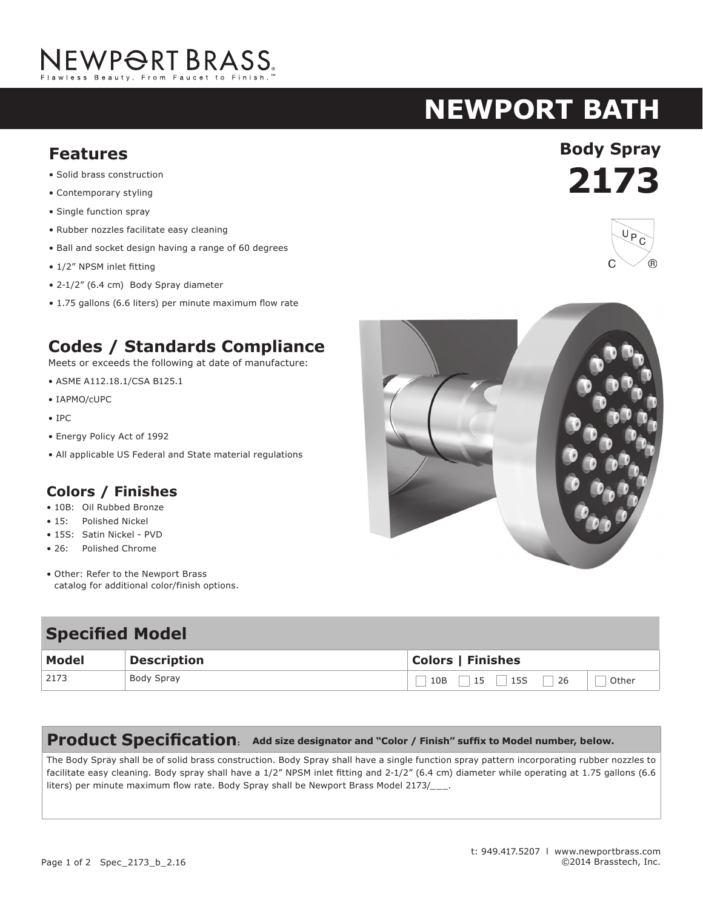# NEWPORT BRASS

Flawless Beauty. From Faucet to Finish.™

# NEWPORT BATH

## Body Spray 2173

## Features

- Solid brass construction
- Contemporary styling
- Single function spray
- Rubber nozzles facilitate easy cleaning
- Ball and socket design having a range of 60 degrees
- 1/2" NPSM inlet fitting
- 2-1/2" (6.4 cm) Body Spray diameter
- 1.75 gallons (6.6 liters) per minute maximum flow rate

## Codes / Standards Compliance

Meets or exceeds the following at date of manufacture:

- ASME A112.18.1/CSA B125.1
- IAPMO/cUPC
- IPC
- Energy Policy Act of 1992
- All applicable US Federal and State material regulations

## Colors / Finishes

- 10B: Oil Rubbed Bronze
- 15: Polished Nickel
- 15S: Satin Nickel - PVD
- 26: Polished Chrome
- Other: Refer to the Newport Brass catalog for additional color/finish options.

## Specified Model

| Model | Description | Colors \| Finishes |
|---|---|---|
| 2173 | Body Spray | ☐ 10B ☐ 15 ☐ 15S ☐ 26 ☐ Other |

## Product Specification: **Add size designator and "Color / Finish" suffix to Model number, below.**

The Body Spray shall be of solid brass construction. Body Spray shall have a single function spray pattern incorporating rubber nozzles to facilitate easy cleaning. Body spray shall have a 1/2" NPSM inlet fitting and 2-1/2" (6.4 cm) diameter while operating at 1.75 gallons (6.6 liters) per minute maximum flow rate. Body Spray shall be Newport Brass Model 2173/___.

t: 949.417.5207 l www.newportbrass.com
©2014 Brasstech, Inc.

Spec_2173_b_2.16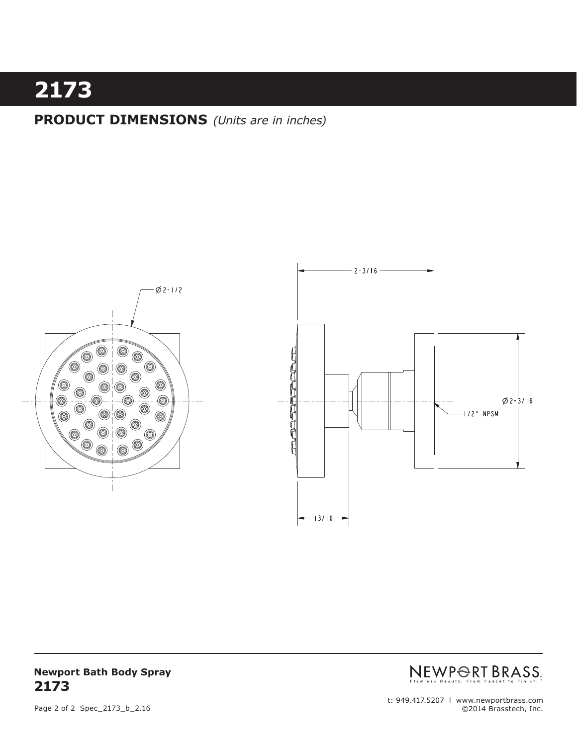# 2173

## PRODUCT DIMENSIONS *(Units are in inches)*

Ø2-1/2

2-3/16

Ø2-3/16

1/2" NPSM

13/16

**Newport Bath Body Spray**
**2173**

Spec_2173_b_2.16

NEWPORT BRASS.
Flawless Beauty, From Faucet to Finish.™

t: 949.417.5207 l www.newportbrass.com
©2014 Brasstech, Inc.